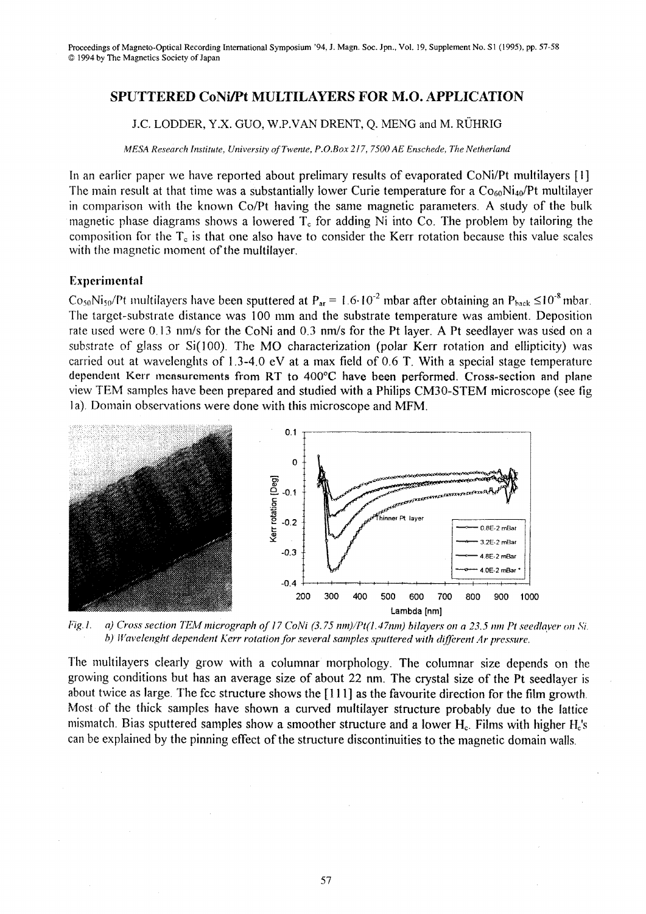# SPUTTERED CoNi/Pt MULTILAYERS FOR M.O. APPLICATION

J.C. LODDER, Y.X. GUO, W.P.VAN DRENT, Q. MENG and M. RÜHRIG

*MESA Research Institute, University of Twente, P.O.Box 217, 7500 AE Enschede, The Netherland*

In an earlier paper we have reported about prelimary results of evaporated CoNi/Pt multilayers [1] The main result at that time was a substantially lower Curie temperature for a $Co_{60}Ni_{40}$/Pt multilayer in comparison with the known Co/Pt having the same magnetic parameters. A study of the bulk magnetic phase diagrams shows a lowered $T_c$ for adding Ni into Co. The problem by tailoring the composition for the $T_c$ is that one also have to consider the Kerr rotation because this value scales with the magnetic moment of the multilayer.

## Experimental

$Co_{50}Ni_{50}$/Pt multilayers have been sputtered at $P_{ar} = 1.6 \cdot 10^{-2}$ mbar after obtaining an $P_{back} \leq 10^{-8}$ mbar. The target-substrate distance was 100 mm and the substrate temperature was ambient. Deposition rate used were 0.13 nm/s for the CoNi and 0.3 nm/s for the Pt layer. A Pt seedlayer was used on a substrate of glass or Si(100). The MO characterization (polar Kerr rotation and ellipticity) was carried out at wavelenghts of 1.3-4.0 eV at a max field of 0.6 T. With a special stage temperature dependent Kerr measurements from RT to 400°C have been performed. Cross-section and plane view TEM samples have been prepared and studied with a Philips CM30-STEM microscope (see fig 1a). Domain observations were done with this microscope and MFM.

*Fig.1. a) Cross section TEM micrograph of 17 CoNi (3.75 nm)/Pt(1.47nm) bilayers on a 23.5 nm Pt seedlayer on Si. b) Wavelenght dependent Kerr rotation for several samples sputtered with different Ar pressure.*

The multilayers clearly grow with a columnar morphology. The columnar size depends on the growing conditions but has an average size of about 22 nm. The crystal size of the Pt seedlayer is about twice as large. The fcc structure shows the [111] as the favourite direction for the film growth. Most of the thick samples have shown a curved multilayer structure probably due to the lattice mismatch. Bias sputtered samples show a smoother structure and a lower $H_c$. Films with higher $H_c$'s can be explained by the pinning effect of the structure discontinuities to the magnetic domain walls.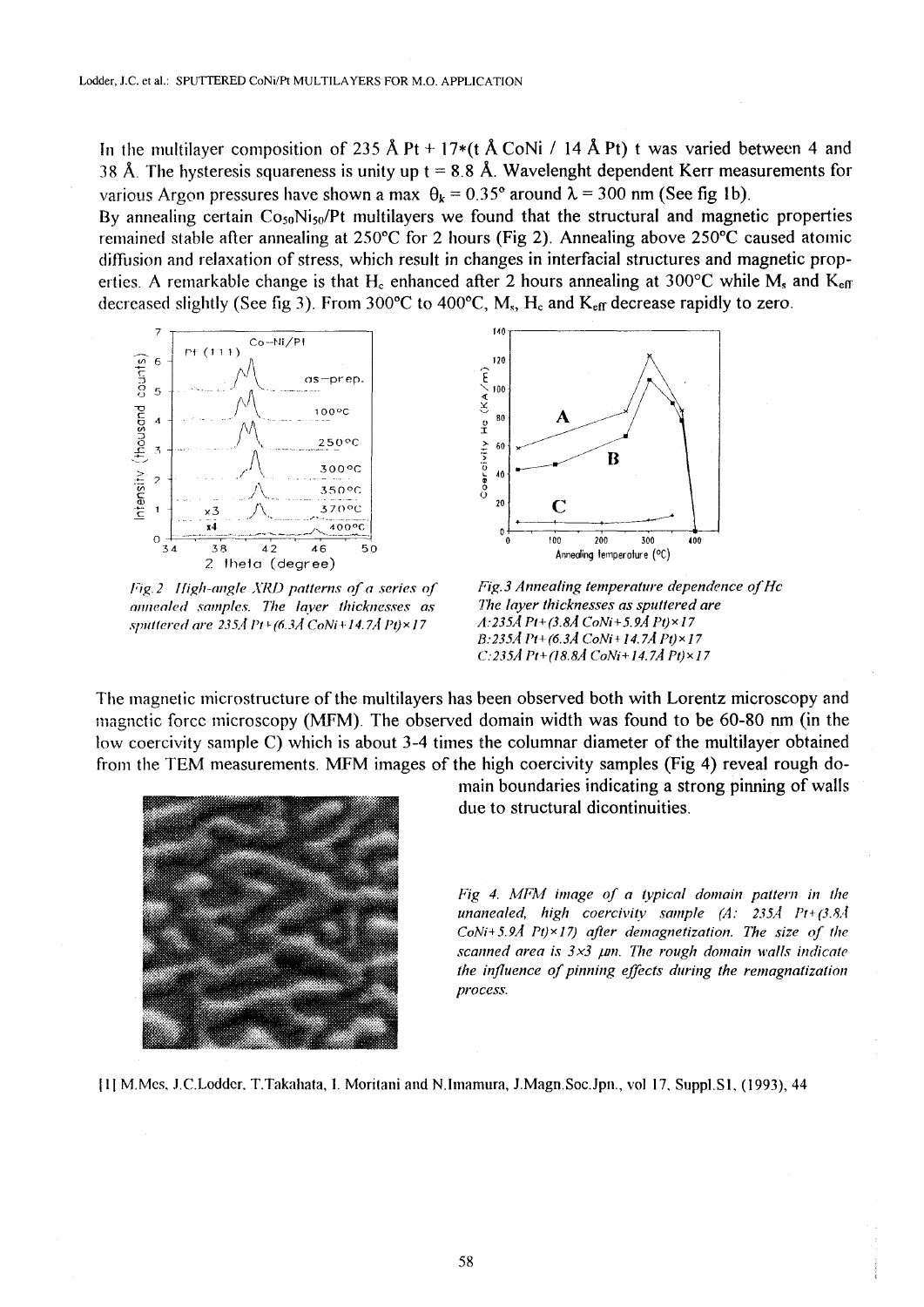In the multilayer composition of 235 Å Pt + 17*(t Å CoNi / 14 Å Pt) t was varied between 4 and 38 Å. The hysteresis squareness is unity up t = 8.8 Å. Wavelenght dependent Kerr measurements for various Argon pressures have shown a max $\theta_k = 0.35°$ around $\lambda = 300$ nm (See fig 1b).

By annealing certain $Co_{50}Ni_{50}$/Pt multilayers we found that the structural and magnetic properties remained stable after annealing at 250°C for 2 hours (Fig 2). Annealing above 250°C caused atomic diffusion and relaxation of stress, which result in changes in interfacial structures and magnetic properties. A remarkable change is that $H_c$ enhanced after 2 hours annealing at 300°C while $M_s$ and $K_{eff}$ decreased slightly (See fig 3). From 300°C to 400°C, $M_s$, $H_c$ and $K_{eff}$ decrease rapidly to zero.

Co-Ni/Pt
Pt (111)
Intensity (thousand counts)
as-prep.
100°C
250°C
300°C
350°C
370°C
400°C
x3
x4
2 theta (degree)

*Fig.2 High-angle XRD patterns of a series of annealed samples. The layer thicknesses as sputtered are 235Å Pt+(6.3Å CoNi+14.7Å Pt)×17*

Coercivity Hc (KA/m)
Annealing temperature (°C)
A
B
C

*Fig.3 Annealing temperature dependence of Hc*
*The layer thicknesses as sputtered are*
*A:235Å Pt+(3.8Å CoNi+5.9Å Pt)×17*
*B:235Å Pt+(6.3Å CoNi+14.7Å Pt)×17*
*C:235Å Pt+(18.8Å CoNi+14.7Å Pt)×17*

The magnetic microstructure of the multilayers has been observed both with Lorentz microscopy and magnetic force microscopy (MFM). The observed domain width was found to be 60-80 nm (in the low coercivity sample C) which is about 3-4 times the columnar diameter of the multilayer obtained from the TEM measurements. MFM images of the high coercivity samples (Fig 4) reveal rough domain boundaries indicating a strong pinning of walls due to structural dicontinuities.

*Fig 4. MFM image of a typical domain pattern in the unanealed, high coercivity sample (A: 235Å Pt+(3.8Å CoNi+5.9Å Pt)×17) after demagnetization. The size of the scanned area is 3×3 μm. The rough domain walls indicate the influence of pinning effects during the remagnatization process.*

[1] M.Mes, J.C.Lodder, T.Takahata, I. Moritani and N.Imamura, J.Magn.Soc.Jpn., vol 17, Suppl.S1, (1993), 44